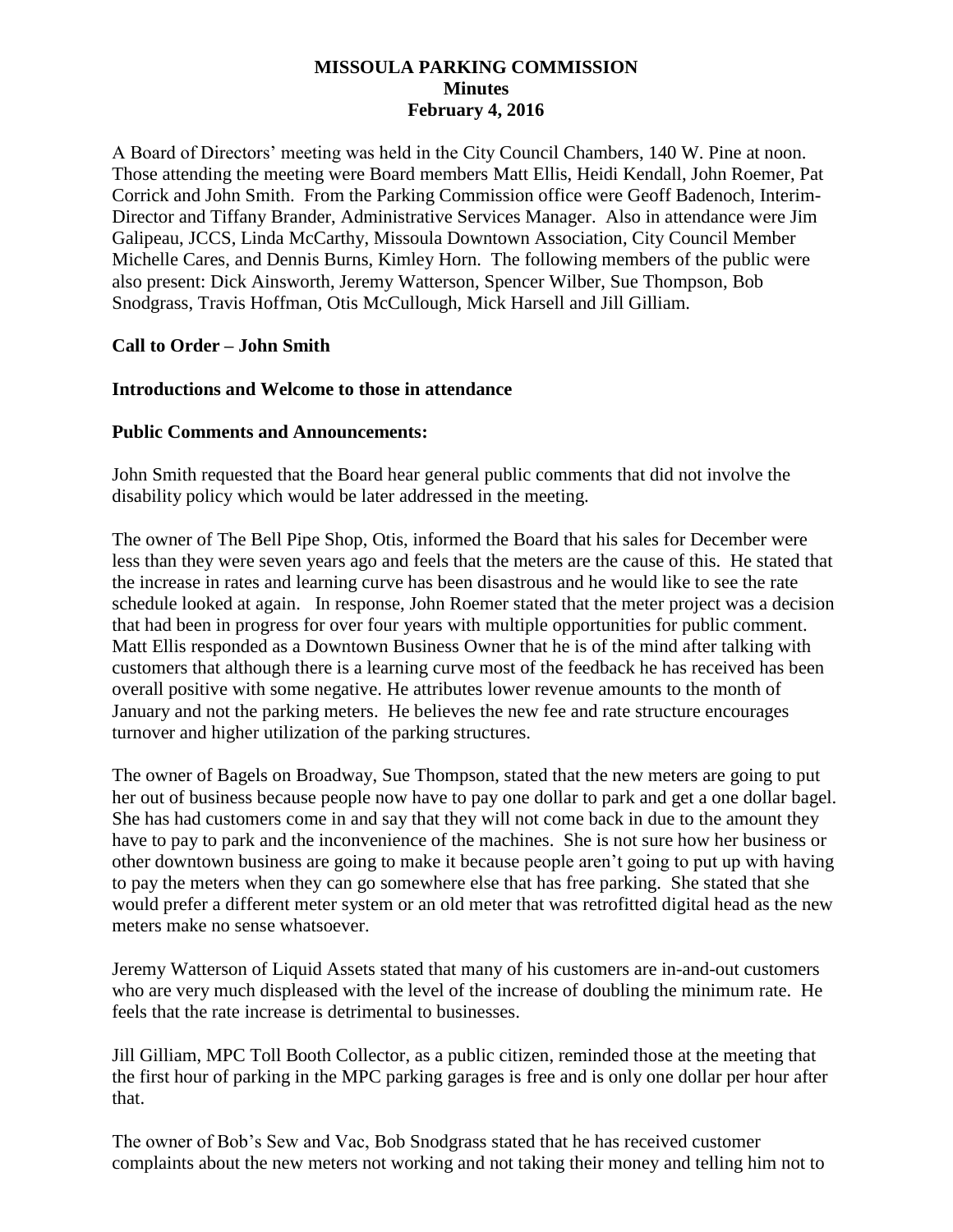# MISSOULA PARKING COMMISSION
## Minutes
## February 4, 2016

A Board of Directors' meeting was held in the City Council Chambers, 140 W. Pine at noon. Those attending the meeting were Board members Matt Ellis, Heidi Kendall, John Roemer, Pat Corrick and John Smith. From the Parking Commission office were Geoff Badenoch, Interim-Director and Tiffany Brander, Administrative Services Manager. Also in attendance were Jim Galipeau, JCCS, Linda McCarthy, Missoula Downtown Association, City Council Member Michelle Cares, and Dennis Burns, Kimley Horn. The following members of the public were also present: Dick Ainsworth, Jeremy Watterson, Spencer Wilber, Sue Thompson, Bob Snodgrass, Travis Hoffman, Otis McCullough, Mick Harsell and Jill Gilliam.

**Call to Order – John Smith**

**Introductions and Welcome to those in attendance**

**Public Comments and Announcements:**

John Smith requested that the Board hear general public comments that did not involve the disability policy which would be later addressed in the meeting.

The owner of The Bell Pipe Shop, Otis, informed the Board that his sales for December were less than they were seven years ago and feels that the meters are the cause of this. He stated that the increase in rates and learning curve has been disastrous and he would like to see the rate schedule looked at again. In response, John Roemer stated that the meter project was a decision that had been in progress for over four years with multiple opportunities for public comment. Matt Ellis responded as a Downtown Business Owner that he is of the mind after talking with customers that although there is a learning curve most of the feedback he has received has been overall positive with some negative. He attributes lower revenue amounts to the month of January and not the parking meters. He believes the new fee and rate structure encourages turnover and higher utilization of the parking structures.

The owner of Bagels on Broadway, Sue Thompson, stated that the new meters are going to put her out of business because people now have to pay one dollar to park and get a one dollar bagel. She has had customers come in and say that they will not come back in due to the amount they have to pay to park and the inconvenience of the machines. She is not sure how her business or other downtown business are going to make it because people aren't going to put up with having to pay the meters when they can go somewhere else that has free parking. She stated that she would prefer a different meter system or an old meter that was retrofitted digital head as the new meters make no sense whatsoever.

Jeremy Watterson of Liquid Assets stated that many of his customers are in-and-out customers who are very much displeased with the level of the increase of doubling the minimum rate. He feels that the rate increase is detrimental to businesses.

Jill Gilliam, MPC Toll Booth Collector, as a public citizen, reminded those at the meeting that the first hour of parking in the MPC parking garages is free and is only one dollar per hour after that.

The owner of Bob's Sew and Vac, Bob Snodgrass stated that he has received customer complaints about the new meters not working and not taking their money and telling him not to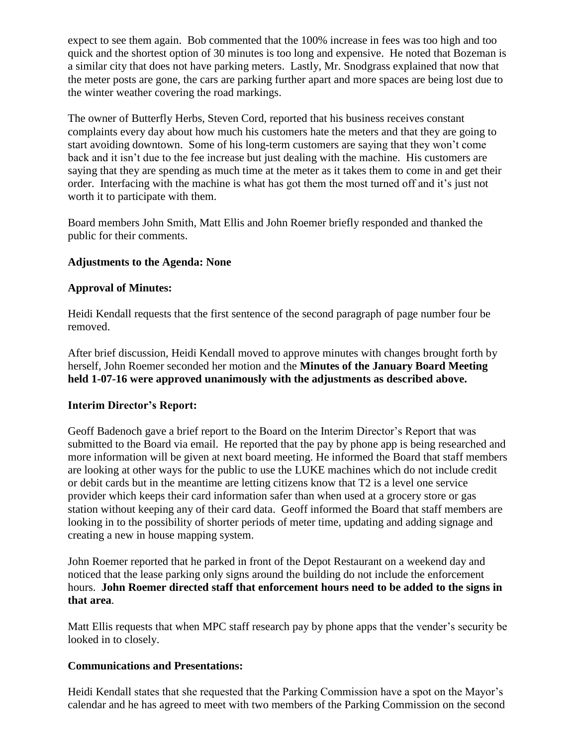expect to see them again. Bob commented that the 100% increase in fees was too high and too quick and the shortest option of 30 minutes is too long and expensive. He noted that Bozeman is a similar city that does not have parking meters. Lastly, Mr. Snodgrass explained that now that the meter posts are gone, the cars are parking further apart and more spaces are being lost due to the winter weather covering the road markings.

The owner of Butterfly Herbs, Steven Cord, reported that his business receives constant complaints every day about how much his customers hate the meters and that they are going to start avoiding downtown. Some of his long-term customers are saying that they won't come back and it isn't due to the fee increase but just dealing with the machine. His customers are saying that they are spending as much time at the meter as it takes them to come in and get their order. Interfacing with the machine is what has got them the most turned off and it's just not worth it to participate with them.

Board members John Smith, Matt Ellis and John Roemer briefly responded and thanked the public for their comments.

**Adjustments to the Agenda: None**

**Approval of Minutes:**

Heidi Kendall requests that the first sentence of the second paragraph of page number four be removed.

After brief discussion, Heidi Kendall moved to approve minutes with changes brought forth by herself, John Roemer seconded her motion and the **Minutes of the January Board Meeting held 1-07-16 were approved unanimously with the adjustments as described above.**

**Interim Director's Report:**

Geoff Badenoch gave a brief report to the Board on the Interim Director's Report that was submitted to the Board via email. He reported that the pay by phone app is being researched and more information will be given at next board meeting. He informed the Board that staff members are looking at other ways for the public to use the LUKE machines which do not include credit or debit cards but in the meantime are letting citizens know that T2 is a level one service provider which keeps their card information safer than when used at a grocery store or gas station without keeping any of their card data. Geoff informed the Board that staff members are looking in to the possibility of shorter periods of meter time, updating and adding signage and creating a new in house mapping system.

John Roemer reported that he parked in front of the Depot Restaurant on a weekend day and noticed that the lease parking only signs around the building do not include the enforcement hours. **John Roemer directed staff that enforcement hours need to be added to the signs in that area**.

Matt Ellis requests that when MPC staff research pay by phone apps that the vender's security be looked in to closely.

**Communications and Presentations:**

Heidi Kendall states that she requested that the Parking Commission have a spot on the Mayor's calendar and he has agreed to meet with two members of the Parking Commission on the second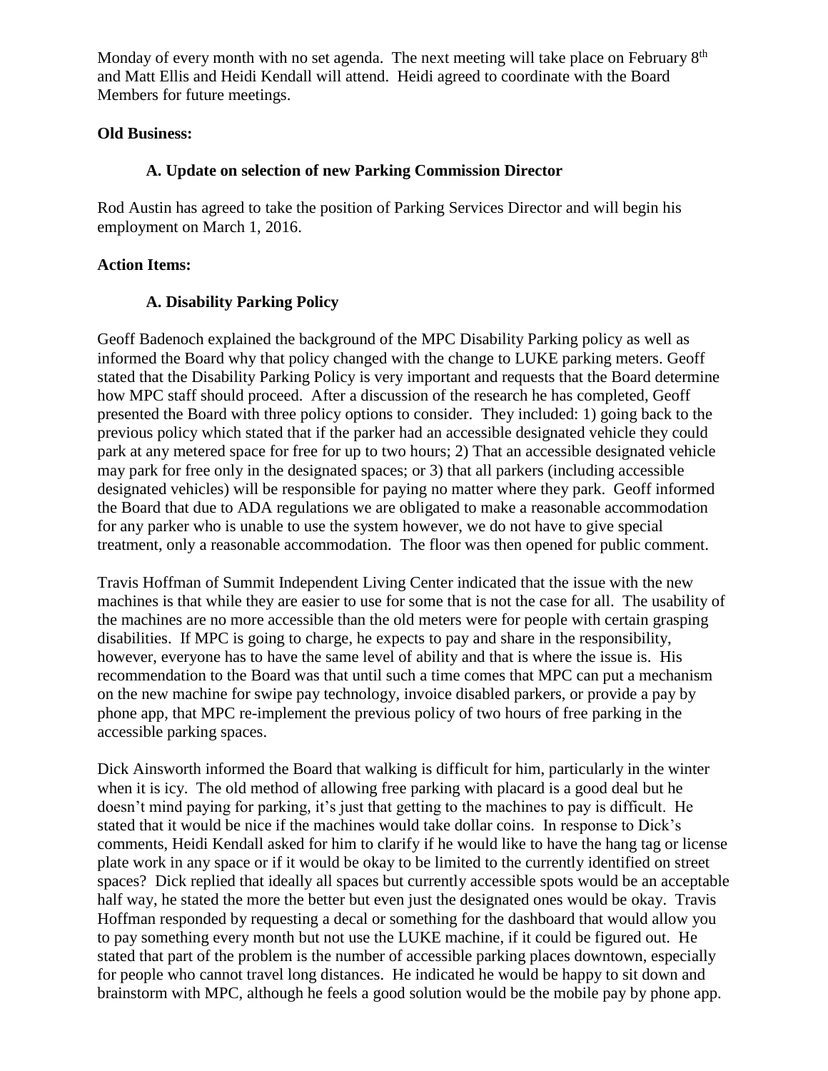Monday of every month with no set agenda. The next meeting will take place on February 8th and Matt Ellis and Heidi Kendall will attend. Heidi agreed to coordinate with the Board Members for future meetings.

**Old Business:**

**A. Update on selection of new Parking Commission Director**

Rod Austin has agreed to take the position of Parking Services Director and will begin his employment on March 1, 2016.

**Action Items:**

**A. Disability Parking Policy**

Geoff Badenoch explained the background of the MPC Disability Parking policy as well as informed the Board why that policy changed with the change to LUKE parking meters. Geoff stated that the Disability Parking Policy is very important and requests that the Board determine how MPC staff should proceed. After a discussion of the research he has completed, Geoff presented the Board with three policy options to consider. They included: 1) going back to the previous policy which stated that if the parker had an accessible designated vehicle they could park at any metered space for free for up to two hours; 2) That an accessible designated vehicle may park for free only in the designated spaces; or 3) that all parkers (including accessible designated vehicles) will be responsible for paying no matter where they park. Geoff informed the Board that due to ADA regulations we are obligated to make a reasonable accommodation for any parker who is unable to use the system however, we do not have to give special treatment, only a reasonable accommodation. The floor was then opened for public comment.

Travis Hoffman of Summit Independent Living Center indicated that the issue with the new machines is that while they are easier to use for some that is not the case for all. The usability of the machines are no more accessible than the old meters were for people with certain grasping disabilities. If MPC is going to charge, he expects to pay and share in the responsibility, however, everyone has to have the same level of ability and that is where the issue is. His recommendation to the Board was that until such a time comes that MPC can put a mechanism on the new machine for swipe pay technology, invoice disabled parkers, or provide a pay by phone app, that MPC re-implement the previous policy of two hours of free parking in the accessible parking spaces.

Dick Ainsworth informed the Board that walking is difficult for him, particularly in the winter when it is icy. The old method of allowing free parking with placard is a good deal but he doesn't mind paying for parking, it's just that getting to the machines to pay is difficult. He stated that it would be nice if the machines would take dollar coins. In response to Dick's comments, Heidi Kendall asked for him to clarify if he would like to have the hang tag or license plate work in any space or if it would be okay to be limited to the currently identified on street spaces? Dick replied that ideally all spaces but currently accessible spots would be an acceptable half way, he stated the more the better but even just the designated ones would be okay. Travis Hoffman responded by requesting a decal or something for the dashboard that would allow you to pay something every month but not use the LUKE machine, if it could be figured out. He stated that part of the problem is the number of accessible parking places downtown, especially for people who cannot travel long distances. He indicated he would be happy to sit down and brainstorm with MPC, although he feels a good solution would be the mobile pay by phone app.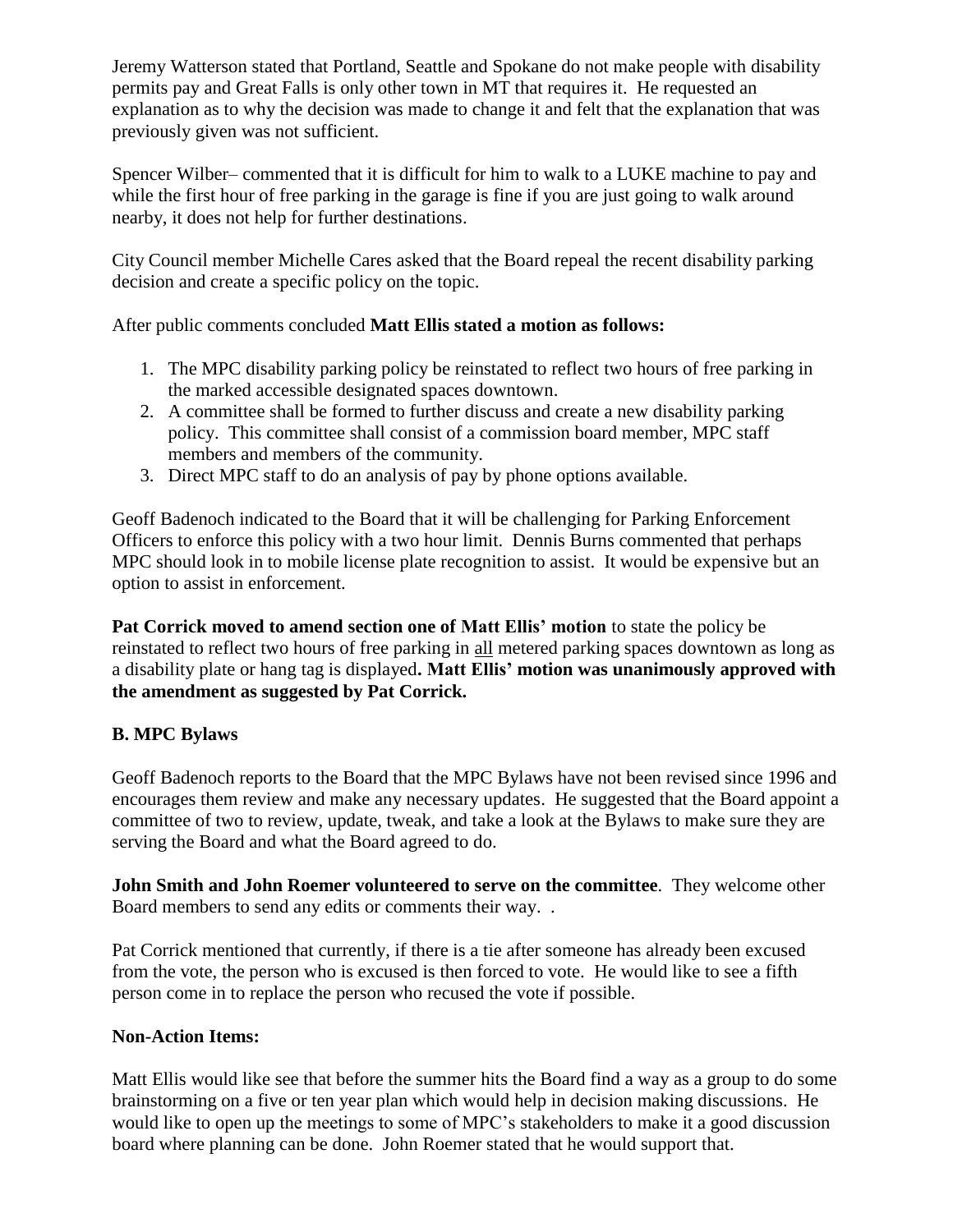Jeremy Watterson stated that Portland, Seattle and Spokane do not make people with disability permits pay and Great Falls is only other town in MT that requires it. He requested an explanation as to why the decision was made to change it and felt that the explanation that was previously given was not sufficient.

Spencer Wilber– commented that it is difficult for him to walk to a LUKE machine to pay and while the first hour of free parking in the garage is fine if you are just going to walk around nearby, it does not help for further destinations.

City Council member Michelle Cares asked that the Board repeal the recent disability parking decision and create a specific policy on the topic.

After public comments concluded **Matt Ellis stated a motion as follows:**

1. The MPC disability parking policy be reinstated to reflect two hours of free parking in the marked accessible designated spaces downtown.
2. A committee shall be formed to further discuss and create a new disability parking policy. This committee shall consist of a commission board member, MPC staff members and members of the community.
3. Direct MPC staff to do an analysis of pay by phone options available.

Geoff Badenoch indicated to the Board that it will be challenging for Parking Enforcement Officers to enforce this policy with a two hour limit. Dennis Burns commented that perhaps MPC should look in to mobile license plate recognition to assist. It would be expensive but an option to assist in enforcement.

**Pat Corrick moved to amend section one of Matt Ellis' motion** to state the policy be reinstated to reflect two hours of free parking in <u>all</u> metered parking spaces downtown as long as a disability plate or hang tag is displayed**. Matt Ellis' motion was unanimously approved with the amendment as suggested by Pat Corrick.**

**B. MPC Bylaws**

Geoff Badenoch reports to the Board that the MPC Bylaws have not been revised since 1996 and encourages them review and make any necessary updates. He suggested that the Board appoint a committee of two to review, update, tweak, and take a look at the Bylaws to make sure they are serving the Board and what the Board agreed to do.

**John Smith and John Roemer volunteered to serve on the committee**. They welcome other Board members to send any edits or comments their way. .

Pat Corrick mentioned that currently, if there is a tie after someone has already been excused from the vote, the person who is excused is then forced to vote. He would like to see a fifth person come in to replace the person who recused the vote if possible.

**Non-Action Items:**

Matt Ellis would like see that before the summer hits the Board find a way as a group to do some brainstorming on a five or ten year plan which would help in decision making discussions. He would like to open up the meetings to some of MPC's stakeholders to make it a good discussion board where planning can be done. John Roemer stated that he would support that.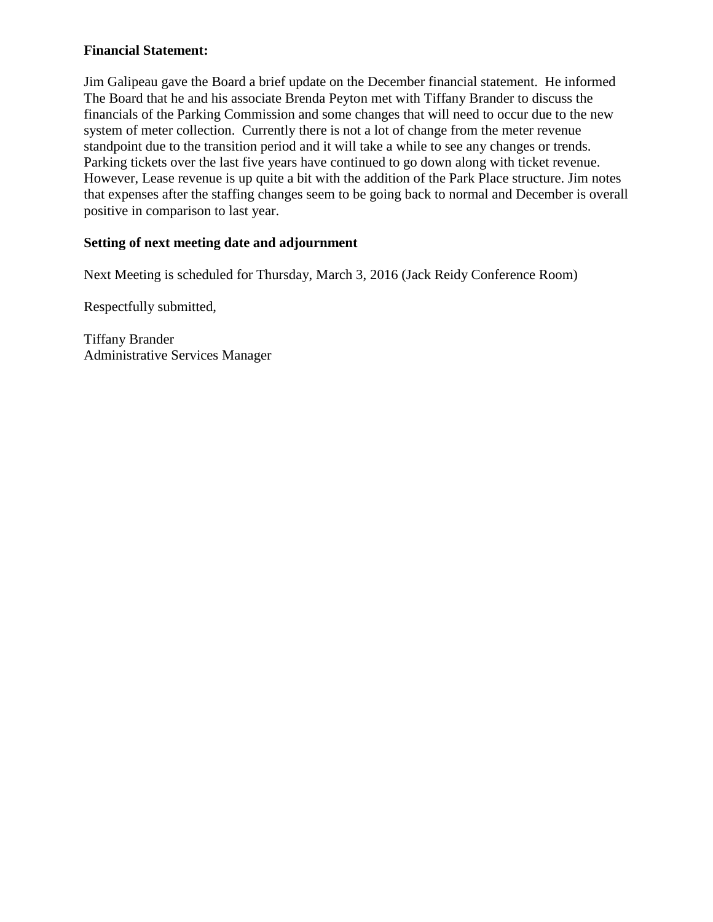**Financial Statement:**

Jim Galipeau gave the Board a brief update on the December financial statement. He informed The Board that he and his associate Brenda Peyton met with Tiffany Brander to discuss the financials of the Parking Commission and some changes that will need to occur due to the new system of meter collection. Currently there is not a lot of change from the meter revenue standpoint due to the transition period and it will take a while to see any changes or trends. Parking tickets over the last five years have continued to go down along with ticket revenue. However, Lease revenue is up quite a bit with the addition of the Park Place structure. Jim notes that expenses after the staffing changes seem to be going back to normal and December is overall positive in comparison to last year.

**Setting of next meeting date and adjournment**

Next Meeting is scheduled for Thursday, March 3, 2016 (Jack Reidy Conference Room)

Respectfully submitted,

Tiffany Brander
Administrative Services Manager